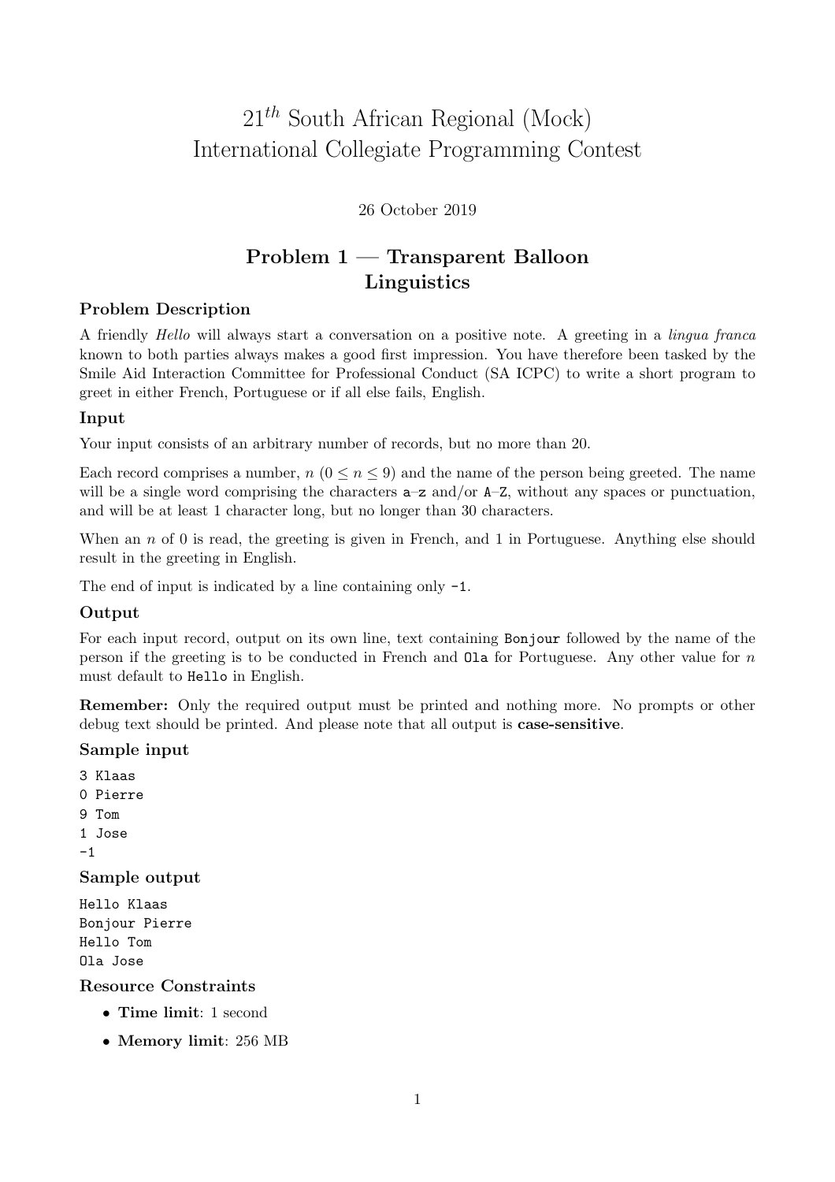# $21^{th}$ South African Regional (Mock) International Collegiate Programming Contest

26 October 2019

## Problem 1 — Transparent Balloon Linguistics

### Problem Description

A friendly *Hello* will always start a conversation on a positive note. A greeting in a *lingua franca* known to both parties always makes a good first impression. You have therefore been tasked by the Smile Aid Interaction Committee for Professional Conduct (SA ICPC) to write a short program to greet in either French, Portuguese or if all else fails, English.

### Input

Your input consists of an arbitrary number of records, but no more than 20.

Each record comprises a number, $n$ ($0 \leq n \leq 9$) and the name of the person being greeted. The name will be a single word comprising the characters `a`–`z` and/or `A`–`Z`, without any spaces or punctuation, and will be at least 1 character long, but no longer than 30 characters.

When an $n$ of 0 is read, the greeting is given in French, and 1 in Portuguese. Anything else should result in the greeting in English.

The end of input is indicated by a line containing only `-1`.

### Output

For each input record, output on its own line, text containing `Bonjour` followed by the name of the person if the greeting is to be conducted in French and `Ola` for Portuguese. Any other value for $n$ must default to `Hello` in English.

**Remember:** Only the required output must be printed and nothing more. No prompts or other debug text should be printed. And please note that all output is **case-sensitive**.

### Sample input

```
3 Klaas
0 Pierre
9 Tom
1 Jose
-1
```

### Sample output

```
Hello Klaas
Bonjour Pierre
Hello Tom
Ola Jose
```

### Resource Constraints

- **Time limit**: 1 second
- **Memory limit**: 256 MB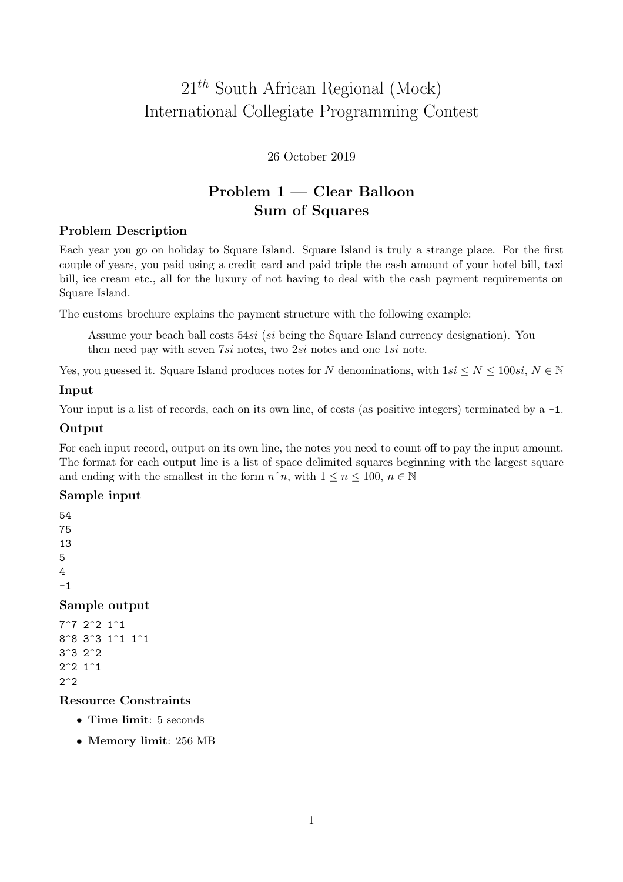# $21^{th}$ South African Regional (Mock) International Collegiate Programming Contest

26 October 2019

## Problem 1 — Clear Balloon
## Sum of Squares

### Problem Description

Each year you go on holiday to Square Island. Square Island is truly a strange place. For the first couple of years, you paid using a credit card and paid triple the cash amount of your hotel bill, taxi bill, ice cream etc., all for the luxury of not having to deal with the cash payment requirements on Square Island.

The customs brochure explains the payment structure with the following example:

> Assume your beach ball costs $54si$ ($si$ being the Square Island currency designation). You then need pay with seven $7si$ notes, two $2si$ notes and one $1si$ note.

Yes, you guessed it. Square Island produces notes for $N$ denominations, with $1si \leq N \leq 100si$, $N \in \mathbb{N}$

### Input

Your input is a list of records, each on its own line, of costs (as positive integers) terminated by a `-1`.

### Output

For each input record, output on its own line, the notes you need to count off to pay the input amount. The format for each output line is a list of space delimited squares beginning with the largest square and ending with the smallest in the form $n\hat{}n$, with $1 \leq n \leq 100$, $n \in \mathbb{N}$

### Sample input

```
54
75
13
5
4
-1
```

### Sample output

```
7^7 2^2 1^1
8^8 3^3 1^1 1^1
3^3 2^2
2^2 1^1
2^2
```

### Resource Constraints

- **Time limit**: 5 seconds
- **Memory limit**: 256 MB